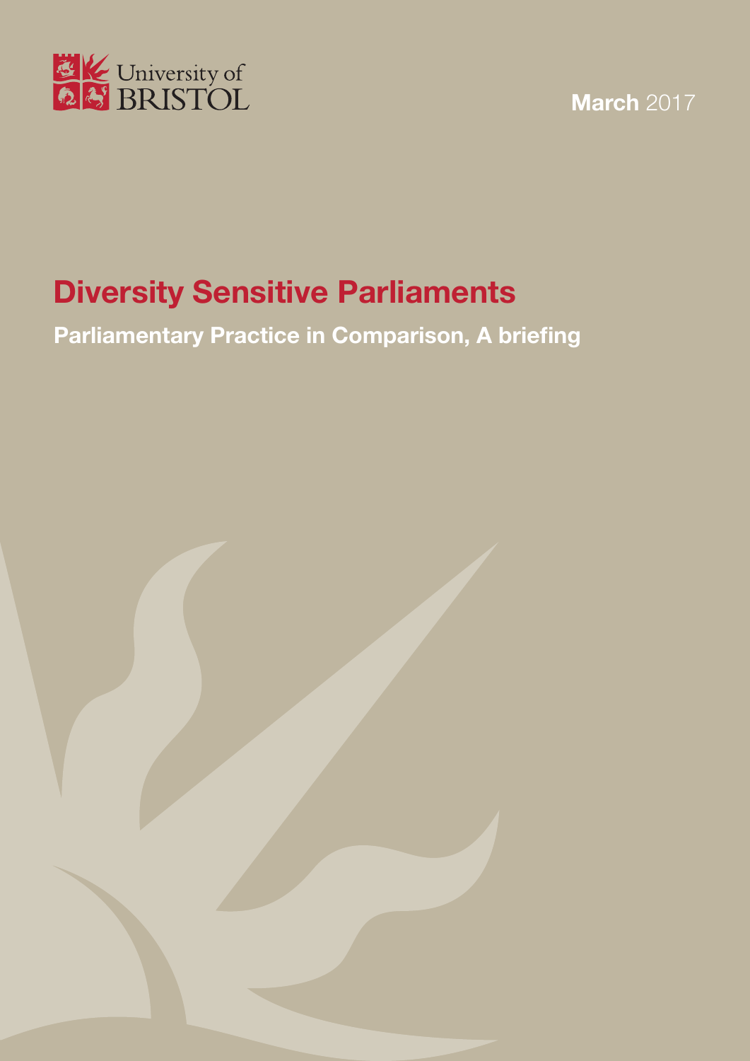University of BRISTOL

**March** 2017

# Diversity Sensitive Parliaments

## Parliamentary Practice in Comparison, A briefing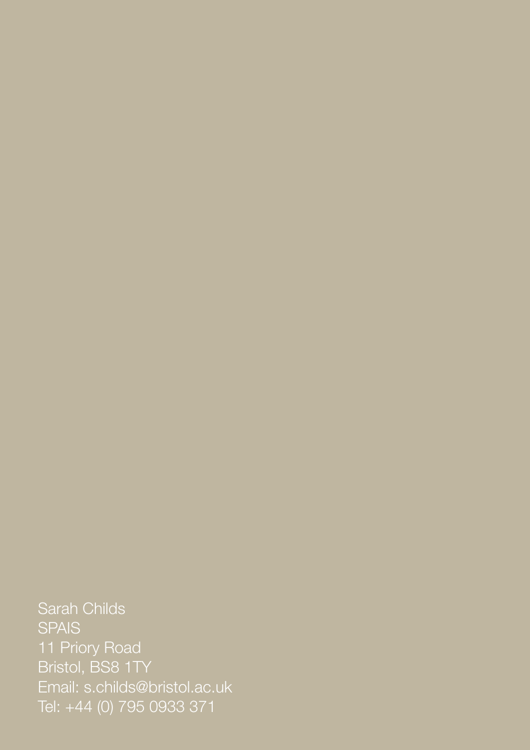Sarah Childs
SPAIS
11 Priory Road
Bristol, BS8 1TY
Email: s.childs@bristol.ac.uk
Tel: +44 (0) 795 0933 371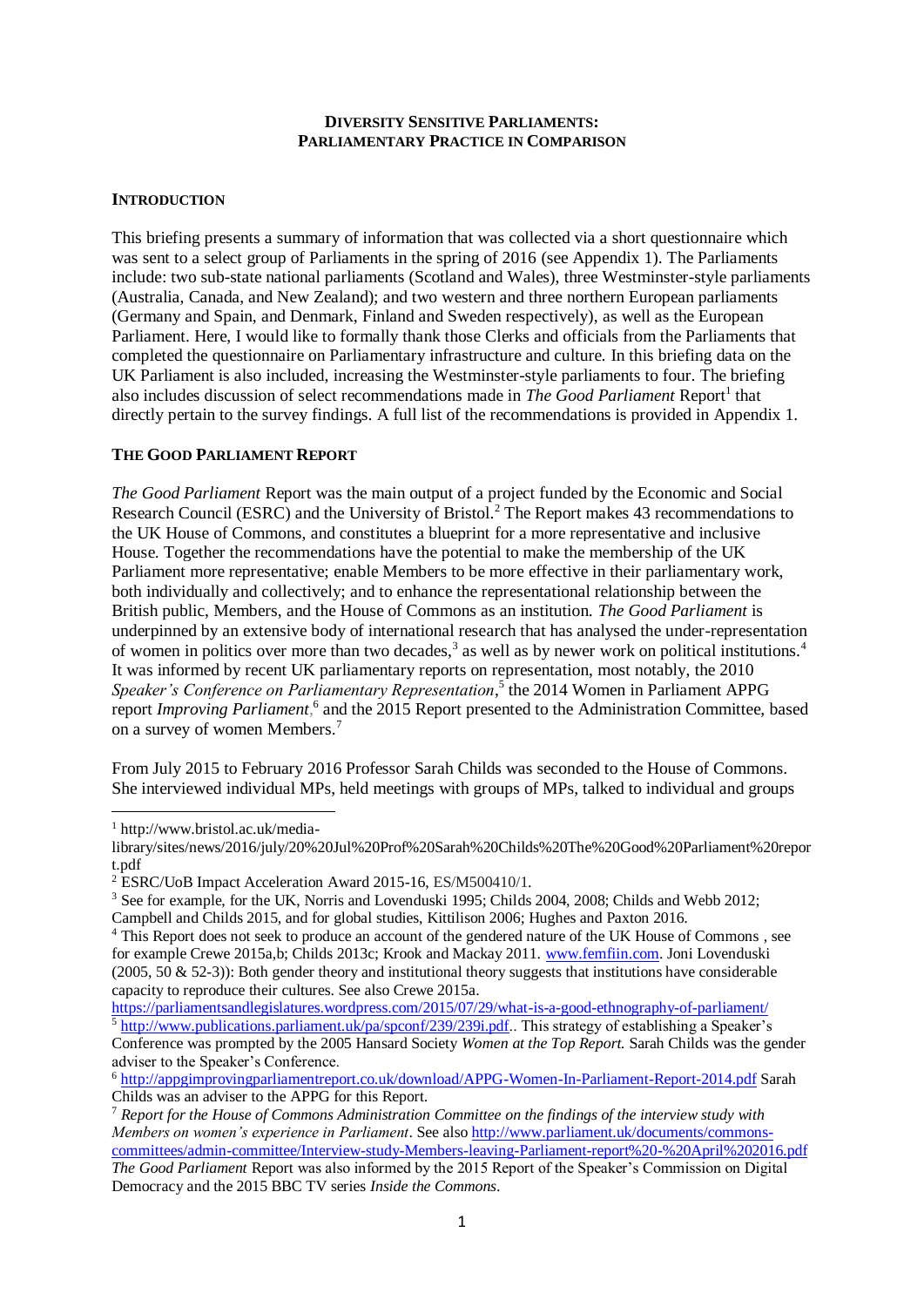**DIVERSITY SENSITIVE PARLIAMENTS: PARLIAMENTARY PRACTICE IN COMPARISON**

**INTRODUCTION**

This briefing presents a summary of information that was collected via a short questionnaire which was sent to a select group of Parliaments in the spring of 2016 (see Appendix 1). The Parliaments include: two sub-state national parliaments (Scotland and Wales), three Westminster-style parliaments (Australia, Canada, and New Zealand); and two western and three northern European parliaments (Germany and Spain, and Denmark, Finland and Sweden respectively), as well as the European Parliament. Here, I would like to formally thank those Clerks and officials from the Parliaments that completed the questionnaire on Parliamentary infrastructure and culture. In this briefing data on the UK Parliament is also included, increasing the Westminster-style parliaments to four. The briefing also includes discussion of select recommendations made in *The Good Parliament* Report[1] that directly pertain to the survey findings. A full list of the recommendations is provided in Appendix 1.

**THE GOOD PARLIAMENT REPORT**

*The Good Parliament* Report was the main output of a project funded by the Economic and Social Research Council (ESRC) and the University of Bristol.[2] The Report makes 43 recommendations to the UK House of Commons, and constitutes a blueprint for a more representative and inclusive House. Together the recommendations have the potential to make the membership of the UK Parliament more representative; enable Members to be more effective in their parliamentary work, both individually and collectively; and to enhance the representational relationship between the British public, Members, and the House of Commons as an institution. *The Good Parliament* is underpinned by an extensive body of international research that has analysed the under-representation of women in politics over more than two decades,[3] as well as by newer work on political institutions.[4] It was informed by recent UK parliamentary reports on representation, most notably, the 2010 *Speaker's Conference on Parliamentary Representation*,[5] the 2014 Women in Parliament APPG report *Improving Parliament*,[6] and the 2015 Report presented to the Administration Committee, based on a survey of women Members.[7]

From July 2015 to February 2016 Professor Sarah Childs was seconded to the House of Commons. She interviewed individual MPs, held meetings with groups of MPs, talked to individual and groups

---

[1] http://www.bristol.ac.uk/media-library/sites/news/2016/july/20%20Jul%20Prof%20Sarah%20Childs%20The%20Good%20Parliament%20report.pdf

[2] ESRC/UoB Impact Acceleration Award 2015-16, ES/M500410/1.

[3] See for example, for the UK, Norris and Lovenduski 1995; Childs 2004, 2008; Childs and Webb 2012; Campbell and Childs 2015, and for global studies, Kittilison 2006; Hughes and Paxton 2016.

[4] This Report does not seek to produce an account of the gendered nature of the UK House of Commons , see for example Crewe 2015a,b; Childs 2013c; Krook and Mackay 2011. www.femfiin.com. Joni Lovenduski (2005, 50 & 52-3)): Both gender theory and institutional theory suggests that institutions have considerable capacity to reproduce their cultures. See also Crewe 2015a. https://parliamentsandlegislatures.wordpress.com/2015/07/29/what-is-a-good-ethnography-of-parliament/

[5] http://www.publications.parliament.uk/pa/spconf/239/239i.pdf.. This strategy of establishing a Speaker's Conference was prompted by the 2005 Hansard Society *Women at the Top Report.* Sarah Childs was the gender adviser to the Speaker's Conference.

[6] http://appgimprovingparliamentreport.co.uk/download/APPG-Women-In-Parliament-Report-2014.pdf Sarah Childs was an adviser to the APPG for this Report.

[7] *Report for the House of Commons Administration Committee on the findings of the interview study with Members on women's experience in Parliament*. See also http://www.parliament.uk/documents/commons-committees/admin-committee/Interview-study-Members-leaving-Parliament-report%20-%20April%202016.pdf *The Good Parliament* Report was also informed by the 2015 Report of the Speaker's Commission on Digital Democracy and the 2015 BBC TV series *Inside the Commons*.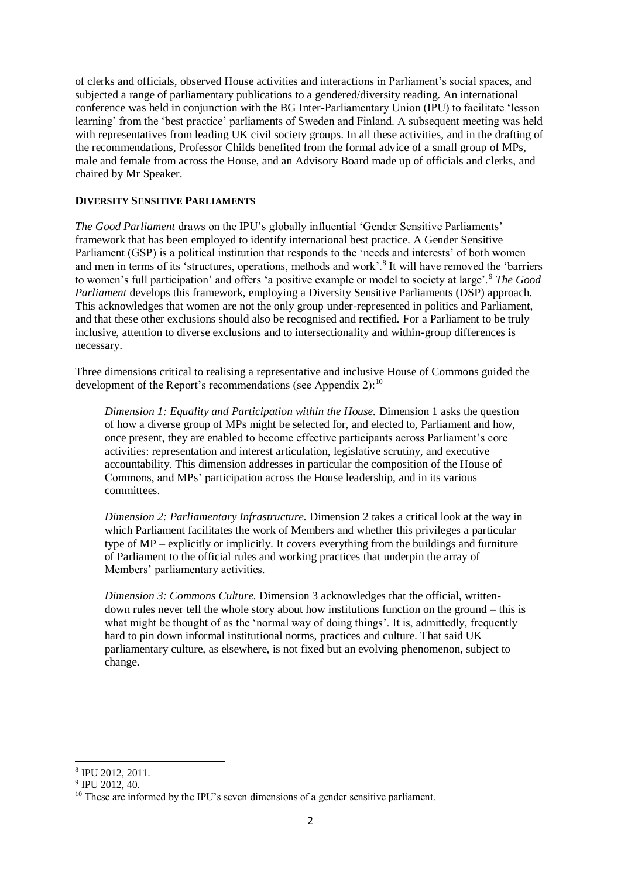of clerks and officials, observed House activities and interactions in Parliament's social spaces, and subjected a range of parliamentary publications to a gendered/diversity reading. An international conference was held in conjunction with the BG Inter-Parliamentary Union (IPU) to facilitate 'lesson learning' from the 'best practice' parliaments of Sweden and Finland. A subsequent meeting was held with representatives from leading UK civil society groups. In all these activities, and in the drafting of the recommendations, Professor Childs benefited from the formal advice of a small group of MPs, male and female from across the House, and an Advisory Board made up of officials and clerks, and chaired by Mr Speaker.

**DIVERSITY SENSITIVE PARLIAMENTS**

*The Good Parliament* draws on the IPU's globally influential 'Gender Sensitive Parliaments' framework that has been employed to identify international best practice. A Gender Sensitive Parliament (GSP) is a political institution that responds to the 'needs and interests' of both women and men in terms of its 'structures, operations, methods and work'.[8] It will have removed the 'barriers to women's full participation' and offers 'a positive example or model to society at large'.[9] *The Good Parliament* develops this framework, employing a Diversity Sensitive Parliaments (DSP) approach. This acknowledges that women are not the only group under-represented in politics and Parliament, and that these other exclusions should also be recognised and rectified. For a Parliament to be truly inclusive, attention to diverse exclusions and to intersectionality and within-group differences is necessary.

Three dimensions critical to realising a representative and inclusive House of Commons guided the development of the Report's recommendations (see Appendix 2):[10]

> *Dimension 1: Equality and Participation within the House.* Dimension 1 asks the question of how a diverse group of MPs might be selected for, and elected to, Parliament and how, once present, they are enabled to become effective participants across Parliament's core activities: representation and interest articulation, legislative scrutiny, and executive accountability. This dimension addresses in particular the composition of the House of Commons, and MPs' participation across the House leadership, and in its various committees.
>
> *Dimension 2: Parliamentary Infrastructure.* Dimension 2 takes a critical look at the way in which Parliament facilitates the work of Members and whether this privileges a particular type of MP – explicitly or implicitly. It covers everything from the buildings and furniture of Parliament to the official rules and working practices that underpin the array of Members' parliamentary activities.
>
> *Dimension 3: Commons Culture.* Dimension 3 acknowledges that the official, written-down rules never tell the whole story about how institutions function on the ground – this is what might be thought of as the 'normal way of doing things'. It is, admittedly, frequently hard to pin down informal institutional norms, practices and culture. That said UK parliamentary culture, as elsewhere, is not fixed but an evolving phenomenon, subject to change.

---

[8] IPU 2012, 2011.

[9] IPU 2012, 40.

[10] These are informed by the IPU's seven dimensions of a gender sensitive parliament.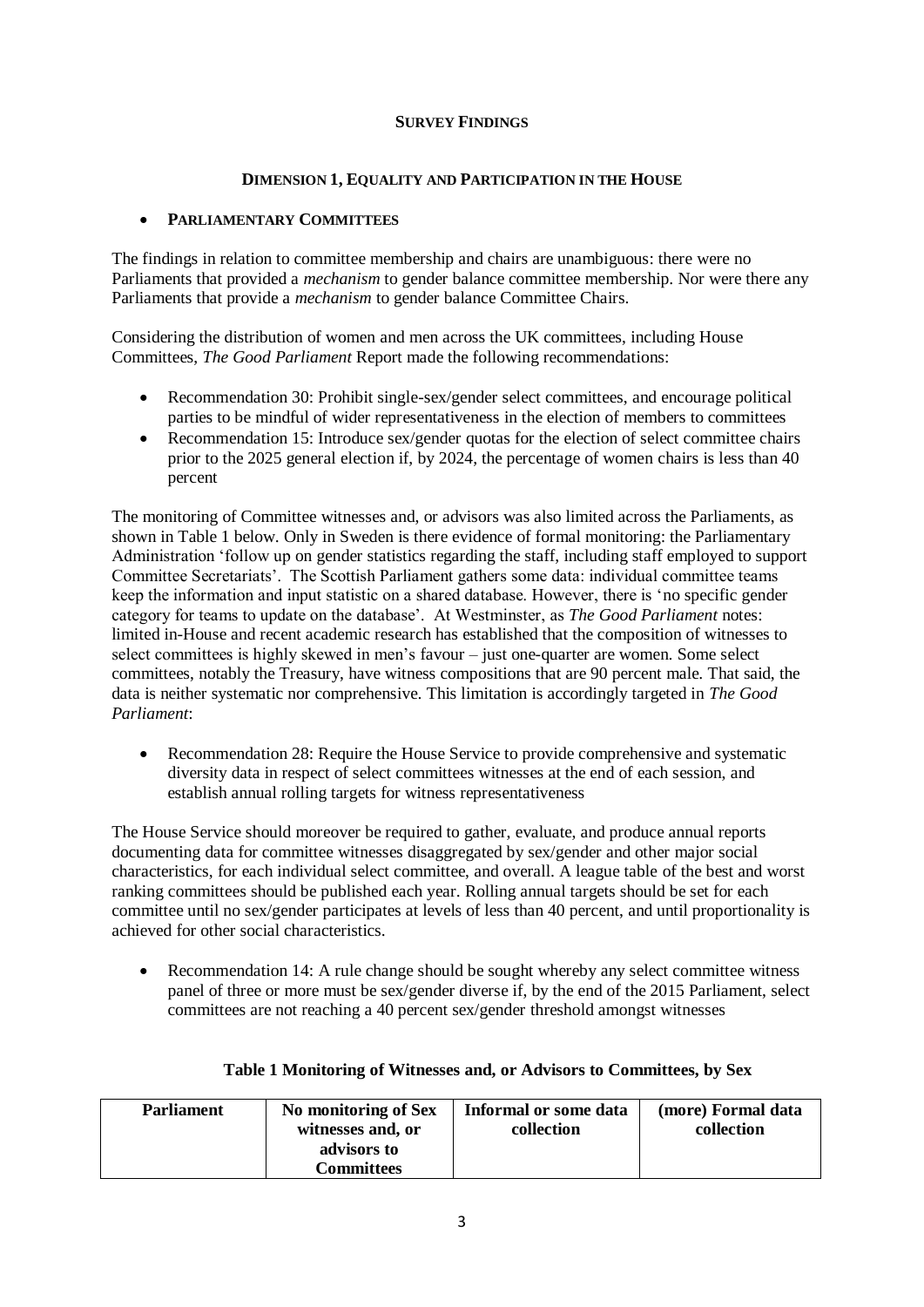## SURVEY FINDINGS

### DIMENSION 1, EQUALITY AND PARTICIPATION IN THE HOUSE

- **PARLIAMENTARY COMMITTEES**

The findings in relation to committee membership and chairs are unambiguous: there were no Parliaments that provided a *mechanism* to gender balance committee membership. Nor were there any Parliaments that provide a *mechanism* to gender balance Committee Chairs.

Considering the distribution of women and men across the UK committees, including House Committees, *The Good Parliament* Report made the following recommendations:

- Recommendation 30: Prohibit single-sex/gender select committees, and encourage political parties to be mindful of wider representativeness in the election of members to committees
- Recommendation 15: Introduce sex/gender quotas for the election of select committee chairs prior to the 2025 general election if, by 2024, the percentage of women chairs is less than 40 percent

The monitoring of Committee witnesses and, or advisors was also limited across the Parliaments, as shown in Table 1 below. Only in Sweden is there evidence of formal monitoring: the Parliamentary Administration 'follow up on gender statistics regarding the staff, including staff employed to support Committee Secretariats'. The Scottish Parliament gathers some data: individual committee teams keep the information and input statistic on a shared database. However, there is 'no specific gender category for teams to update on the database'. At Westminster, as *The Good Parliament* notes: limited in-House and recent academic research has established that the composition of witnesses to select committees is highly skewed in men's favour – just one-quarter are women. Some select committees, notably the Treasury, have witness compositions that are 90 percent male. That said, the data is neither systematic nor comprehensive. This limitation is accordingly targeted in *The Good Parliament*:

- Recommendation 28: Require the House Service to provide comprehensive and systematic diversity data in respect of select committees witnesses at the end of each session, and establish annual rolling targets for witness representativeness

The House Service should moreover be required to gather, evaluate, and produce annual reports documenting data for committee witnesses disaggregated by sex/gender and other major social characteristics, for each individual select committee, and overall. A league table of the best and worst ranking committees should be published each year. Rolling annual targets should be set for each committee until no sex/gender participates at levels of less than 40 percent, and until proportionality is achieved for other social characteristics.

- Recommendation 14: A rule change should be sought whereby any select committee witness panel of three or more must be sex/gender diverse if, by the end of the 2015 Parliament, select committees are not reaching a 40 percent sex/gender threshold amongst witnesses

**Table 1 Monitoring of Witnesses and, or Advisors to Committees, by Sex**

| Parliament | No monitoring of Sex witnesses and, or advisors to Committees | Informal or some data collection | (more) Formal data collection |
|---|---|---|---|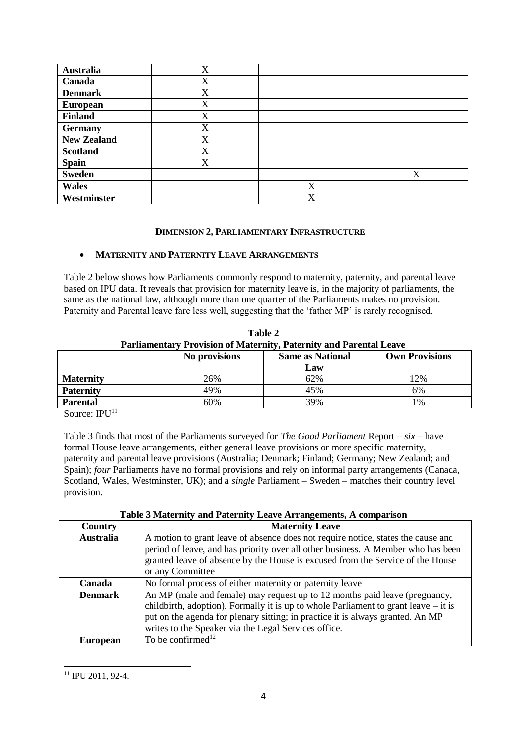| | | | |
|---|---|---|---|
| **Australia** | X | | |
| **Canada** | X | | |
| **Denmark** | X | | |
| **European** | X | | |
| **Finland** | X | | |
| **Germany** | X | | |
| **New Zealand** | X | | |
| **Scotland** | X | | |
| **Spain** | X | | |
| **Sweden** | | | X |
| **Wales** | | X | |
| **Westminster** | | X | |

#### DIMENSION 2, PARLIAMENTARY INFRASTRUCTURE

- **MATERNITY AND PATERNITY LEAVE ARRANGEMENTS**

Table 2 below shows how Parliaments commonly respond to maternity, paternity, and parental leave based on IPU data. It reveals that provision for maternity leave is, in the majority of parliaments, the same as the national law, although more than one quarter of the Parliaments makes no provision. Paternity and Parental leave fare less well, suggesting that the 'father MP' is rarely recognised.

**Table 2**
**Parliamentary Provision of Maternity, Paternity and Parental Leave**

| | No provisions | Same as National Law | Own Provisions |
|---|---|---|---|
| **Maternity** | 26% | 62% | 12% |
| **Paternity** | 49% | 45% | 6% |
| **Parental** | 60% | 39% | 1% |

Source: IPU[11]

Table 3 finds that most of the Parliaments surveyed for *The Good Parliament* Report – *six* – have formal House leave arrangements, either general leave provisions or more specific maternity, paternity and parental leave provisions (Australia; Denmark; Finland; Germany; New Zealand; and Spain); *four* Parliaments have no formal provisions and rely on informal party arrangements (Canada, Scotland, Wales, Westminster, UK); and a *single* Parliament – Sweden – matches their country level provision.

**Table 3 Maternity and Paternity Leave Arrangements, A comparison**

| Country | Maternity Leave |
|---|---|
| **Australia** | A motion to grant leave of absence does not require notice, states the cause and period of leave, and has priority over all other business. A Member who has been granted leave of absence by the House is excused from the Service of the House or any Committee |
| **Canada** | No formal process of either maternity or paternity leave |
| **Denmark** | An MP (male and female) may request up to 12 months paid leave (pregnancy, childbirth, adoption). Formally it is up to whole Parliament to grant leave – it is put on the agenda for plenary sitting; in practice it is always granted. An MP writes to the Speaker via the Legal Services office. |
| **European** | To be confirmed[12] |

[11] IPU 2011, 92-4.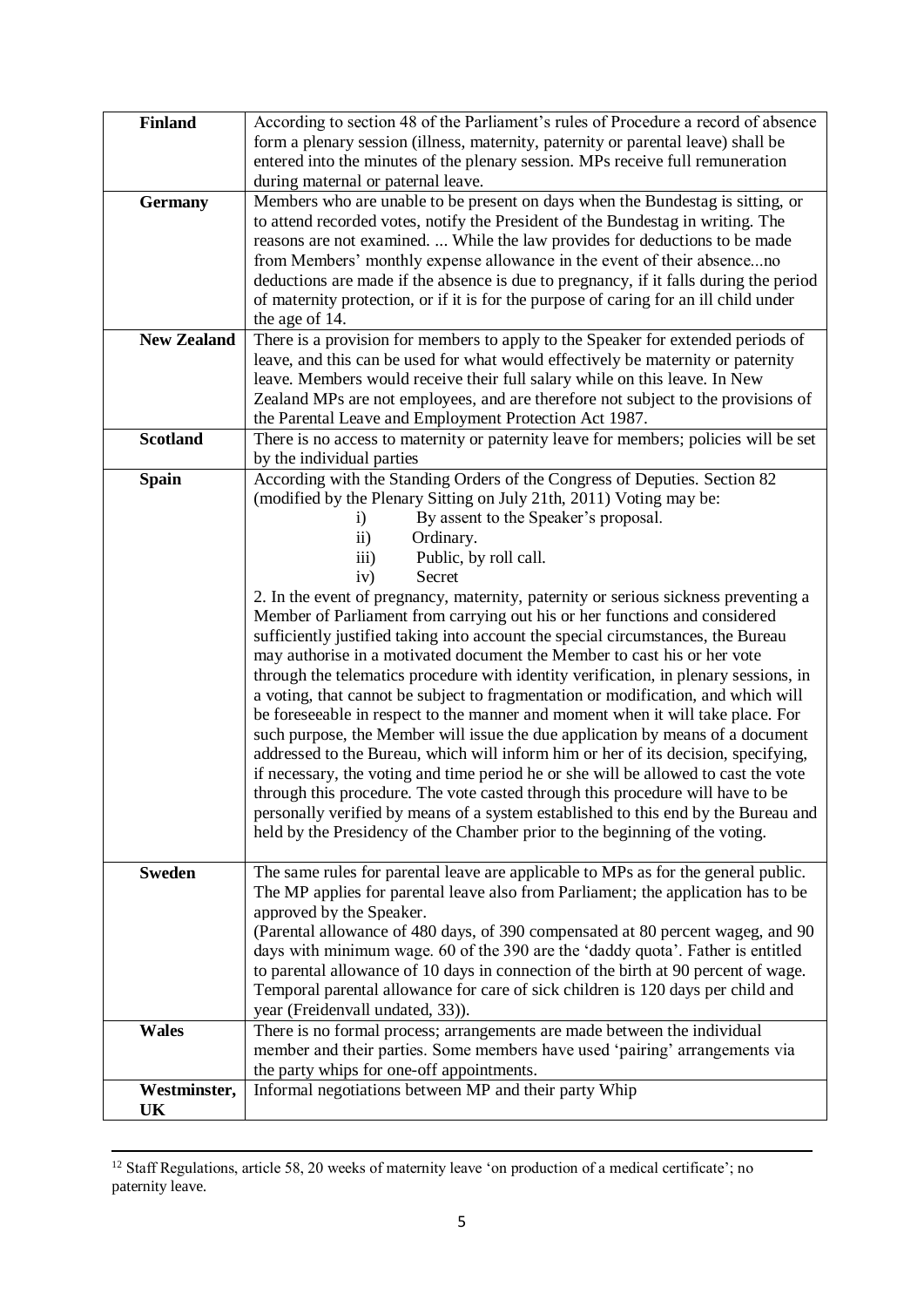| | |
|---|---|
| **Finland** | According to section 48 of the Parliament's rules of Procedure a record of absence form a plenary session (illness, maternity, paternity or parental leave) shall be entered into the minutes of the plenary session. MPs receive full remuneration during maternal or paternal leave. |
| **Germany** | Members who are unable to be present on days when the Bundestag is sitting, or to attend recorded votes, notify the President of the Bundestag in writing. The reasons are not examined. ... While the law provides for deductions to be made from Members' monthly expense allowance in the event of their absence...no deductions are made if the absence is due to pregnancy, if it falls during the period of maternity protection, or if it is for the purpose of caring for an ill child under the age of 14. |
| **New Zealand** | There is a provision for members to apply to the Speaker for extended periods of leave, and this can be used for what would effectively be maternity or paternity leave. Members would receive their full salary while on this leave. In New Zealand MPs are not employees, and are therefore not subject to the provisions of the Parental Leave and Employment Protection Act 1987. |
| **Scotland** | There is no access to maternity or paternity leave for members; policies will be set by the individual parties |
| **Spain** | According with the Standing Orders of the Congress of Deputies. Section 82 (modified by the Plenary Sitting on July 21th, 2011) Voting may be:<br>i) By assent to the Speaker's proposal.<br>ii) Ordinary.<br>iii) Public, by roll call.<br>iv) Secret<br>2. In the event of pregnancy, maternity, paternity or serious sickness preventing a Member of Parliament from carrying out his or her functions and considered sufficiently justified taking into account the special circumstances, the Bureau may authorise in a motivated document the Member to cast his or her vote through the telematics procedure with identity verification, in plenary sessions, in a voting, that cannot be subject to fragmentation or modification, and which will be foreseeable in respect to the manner and moment when it will take place. For such purpose, the Member will issue the due application by means of a document addressed to the Bureau, which will inform him or her of its decision, specifying, if necessary, the voting and time period he or she will be allowed to cast the vote through this procedure. The vote casted through this procedure will have to be personally verified by means of a system established to this end by the Bureau and held by the Presidency of the Chamber prior to the beginning of the voting. |
| **Sweden** | The same rules for parental leave are applicable to MPs as for the general public. The MP applies for parental leave also from Parliament; the application has to be approved by the Speaker.<br>(Parental allowance of 480 days, of 390 compensated at 80 percent wageg, and 90 days with minimum wage. 60 of the 390 are the 'daddy quota'. Father is entitled to parental allowance of 10 days in connection of the birth at 90 percent of wage. Temporal parental allowance for care of sick children is 120 days per child and year (Freidenvall undated, 33)). |
| **Wales** | There is no formal process; arrangements are made between the individual member and their parties. Some members have used 'pairing' arrangements via the party whips for one-off appointments. |
| **Westminster, UK** | Informal negotiations between MP and their party Whip |

[12] Staff Regulations, article 58, 20 weeks of maternity leave 'on production of a medical certificate'; no paternity leave.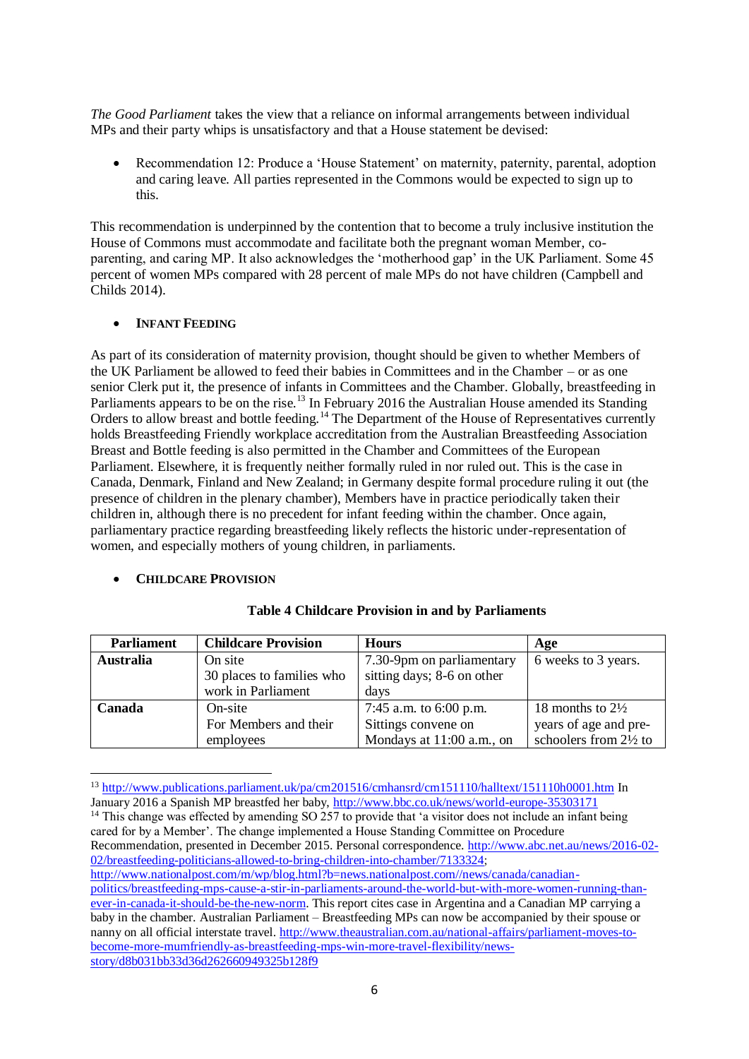*The Good Parliament* takes the view that a reliance on informal arrangements between individual MPs and their party whips is unsatisfactory and that a House statement be devised:

- Recommendation 12: Produce a 'House Statement' on maternity, paternity, parental, adoption and caring leave. All parties represented in the Commons would be expected to sign up to this.

This recommendation is underpinned by the contention that to become a truly inclusive institution the House of Commons must accommodate and facilitate both the pregnant woman Member, co-parenting, and caring MP. It also acknowledges the 'motherhood gap' in the UK Parliament. Some 45 percent of women MPs compared with 28 percent of male MPs do not have children (Campbell and Childs 2014).

- **INFANT FEEDING**

As part of its consideration of maternity provision, thought should be given to whether Members of the UK Parliament be allowed to feed their babies in Committees and in the Chamber – or as one senior Clerk put it, the presence of infants in Committees and the Chamber. Globally, breastfeeding in Parliaments appears to be on the rise.[13] In February 2016 the Australian House amended its Standing Orders to allow breast and bottle feeding.[14] The Department of the House of Representatives currently holds Breastfeeding Friendly workplace accreditation from the Australian Breastfeeding Association Breast and Bottle feeding is also permitted in the Chamber and Committees of the European Parliament. Elsewhere, it is frequently neither formally ruled in nor ruled out. This is the case in Canada, Denmark, Finland and New Zealand; in Germany despite formal procedure ruling it out (the presence of children in the plenary chamber), Members have in practice periodically taken their children in, although there is no precedent for infant feeding within the chamber. Once again, parliamentary practice regarding breastfeeding likely reflects the historic under-representation of women, and especially mothers of young children, in parliaments.

- **CHILDCARE PROVISION**

**Table 4 Childcare Provision in and by Parliaments**

| Parliament | Childcare Provision | Hours | Age |
|---|---|---|---|
| **Australia** | On site<br>30 places to families who work in Parliament | 7.30-9pm on parliamentary sitting days; 8-6 on other days | 6 weeks to 3 years. |
| **Canada** | On-site<br>For Members and their employees | 7:45 a.m. to 6:00 p.m.<br>Sittings convene on Mondays at 11:00 a.m., on | 18 months to 2½ years of age and pre-schoolers from 2½ to |

[13] http://www.publications.parliament.uk/pa/cm201516/cmhansrd/cm151110/halltext/151110h0001.htm In January 2016 a Spanish MP breastfed her baby, http://www.bbc.co.uk/news/world-europe-35303171

[14] This change was effected by amending SO 257 to provide that 'a visitor does not include an infant being cared for by a Member'. The change implemented a House Standing Committee on Procedure Recommendation, presented in December 2015. Personal correspondence. http://www.abc.net.au/news/2016-02-02/breastfeeding-politicians-allowed-to-bring-children-into-chamber/7133324; http://www.nationalpost.com/m/wp/blog.html?b=news.nationalpost.com//news/canada/canadian-politics/breastfeeding-mps-cause-a-stir-in-parliaments-around-the-world-but-with-more-women-running-than-ever-in-canada-it-should-be-the-new-norm. This report cites case in Argentina and a Canadian MP carrying a baby in the chamber. Australian Parliament – Breastfeeding MPs can now be accompanied by their spouse or nanny on all official interstate travel. http://www.theaustralian.com.au/national-affairs/parliament-moves-to-become-more-mumfriendly-as-breastfeeding-mps-win-more-travel-flexibility/news-story/d8b031bb33d36d262660949325b128f9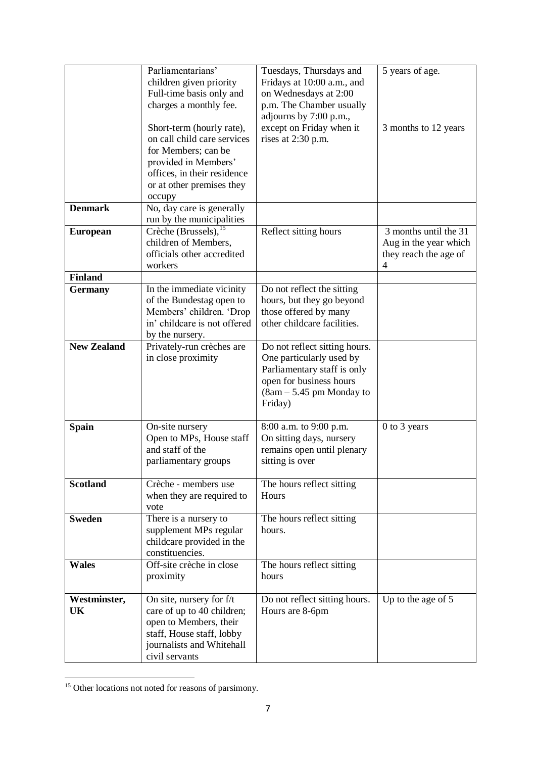| | | | |
|---|---|---|---|
| | Parliamentarians' children given priority Full-time basis only and charges a monthly fee.<br><br>Short-term (hourly rate), on call child care services for Members; can be provided in Members' offices, in their residence or at other premises they occupy | Tuesdays, Thursdays and Fridays at 10:00 a.m., and on Wednesdays at 2:00 p.m. The Chamber usually adjourns by 7:00 p.m., except on Friday when it rises at 2:30 p.m. | 5 years of age.<br><br>3 months to 12 years |
| **Denmark** | No, day care is generally run by the municipalities | | |
| **European** | Crèche (Brussels),[15] children of Members, officials other accredited workers | Reflect sitting hours | 3 months until the 31 Aug in the year which they reach the age of 4 |
| **Finland** | | | |
| **Germany** | In the immediate vicinity of the Bundestag open to Members' children. 'Drop in' childcare is not offered by the nursery. | Do not reflect the sitting hours, but they go beyond those offered by many other childcare facilities. | |
| **New Zealand** | Privately-run crèches are in close proximity | Do not reflect sitting hours. One particularly used by Parliamentary staff is only open for business hours (8am – 5.45 pm Monday to Friday) | |
| **Spain** | On-site nursery Open to MPs, House staff and staff of the parliamentary groups | 8:00 a.m. to 9:00 p.m. On sitting days, nursery remains open until plenary sitting is over | 0 to 3 years |
| **Scotland** | Crèche - members use when they are required to vote | The hours reflect sitting Hours | |
| **Sweden** | There is a nursery to supplement MPs regular childcare provided in the constituencies. | The hours reflect sitting hours. | |
| **Wales** | Off-site crèche in close proximity | The hours reflect sitting hours | |
| **Westminster, UK** | On site, nursery for f/t care of up to 40 children; open to Members, their staff, House staff, lobby journalists and Whitehall civil servants | Do not reflect sitting hours. Hours are 8-6pm | Up to the age of 5 |

[15] Other locations not noted for reasons of parsimony.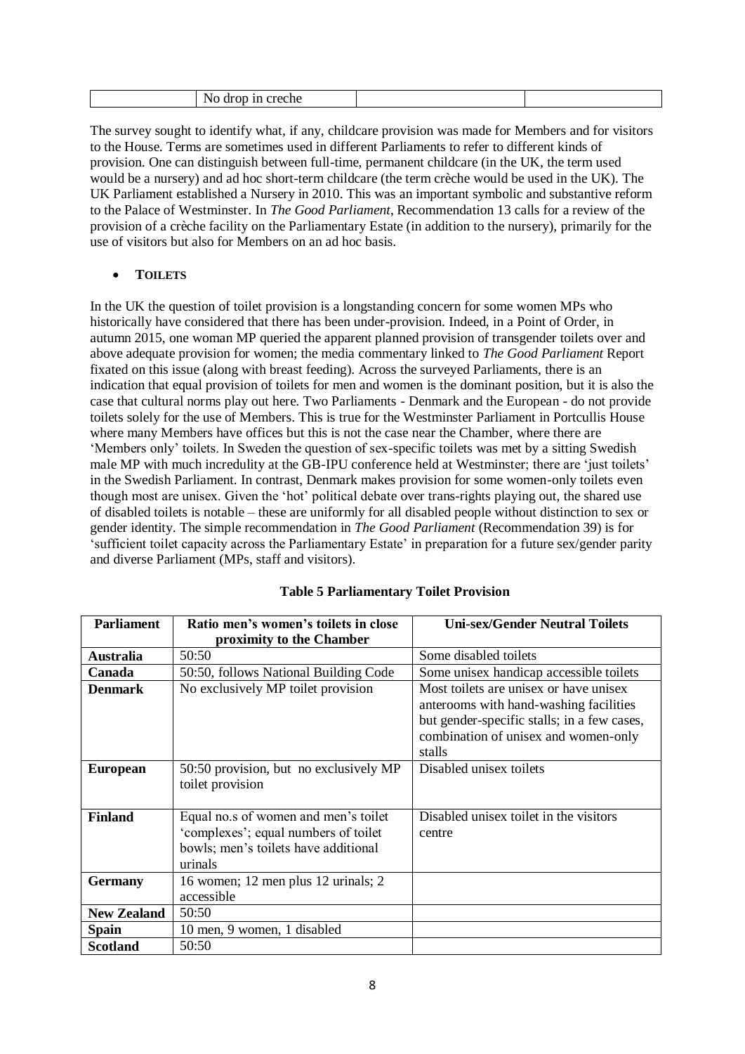| | No drop in creche | | |
|---|---|---|---|

The survey sought to identify what, if any, childcare provision was made for Members and for visitors to the House. Terms are sometimes used in different Parliaments to refer to different kinds of provision. One can distinguish between full-time, permanent childcare (in the UK, the term used would be a nursery) and ad hoc short-term childcare (the term crèche would be used in the UK). The UK Parliament established a Nursery in 2010. This was an important symbolic and substantive reform to the Palace of Westminster. In *The Good Parliament*, Recommendation 13 calls for a review of the provision of a crèche facility on the Parliamentary Estate (in addition to the nursery), primarily for the use of visitors but also for Members on an ad hoc basis.

- **TOILETS**

In the UK the question of toilet provision is a longstanding concern for some women MPs who historically have considered that there has been under-provision. Indeed, in a Point of Order, in autumn 2015, one woman MP queried the apparent planned provision of transgender toilets over and above adequate provision for women; the media commentary linked to *The Good Parliament* Report fixated on this issue (along with breast feeding). Across the surveyed Parliaments, there is an indication that equal provision of toilets for men and women is the dominant position, but it is also the case that cultural norms play out here. Two Parliaments - Denmark and the European - do not provide toilets solely for the use of Members. This is true for the Westminster Parliament in Portcullis House where many Members have offices but this is not the case near the Chamber, where there are 'Members only' toilets. In Sweden the question of sex-specific toilets was met by a sitting Swedish male MP with much incredulity at the GB-IPU conference held at Westminster; there are 'just toilets' in the Swedish Parliament. In contrast, Denmark makes provision for some women-only toilets even though most are unisex. Given the 'hot' political debate over trans-rights playing out, the shared use of disabled toilets is notable – these are uniformly for all disabled people without distinction to sex or gender identity. The simple recommendation in *The Good Parliament* (Recommendation 39) is for 'sufficient toilet capacity across the Parliamentary Estate' in preparation for a future sex/gender parity and diverse Parliament (MPs, staff and visitors).

**Table 5 Parliamentary Toilet Provision**

| Parliament | Ratio men's women's toilets in close proximity to the Chamber | Uni-sex/Gender Neutral Toilets |
|---|---|---|
| **Australia** | 50:50 | Some disabled toilets |
| **Canada** | 50:50, follows National Building Code | Some unisex handicap accessible toilets |
| **Denmark** | No exclusively MP toilet provision | Most toilets are unisex or have unisex anterooms with hand-washing facilities but gender-specific stalls; in a few cases, combination of unisex and women-only stalls |
| **European** | 50:50 provision, but no exclusively MP toilet provision | Disabled unisex toilets |
| **Finland** | Equal no.s of women and men's toilet 'complexes'; equal numbers of toilet bowls; men's toilets have additional urinals | Disabled unisex toilet in the visitors centre |
| **Germany** | 16 women; 12 men plus 12 urinals; 2 accessible | |
| **New Zealand** | 50:50 | |
| **Spain** | 10 men, 9 women, 1 disabled | |
| **Scotland** | 50:50 | |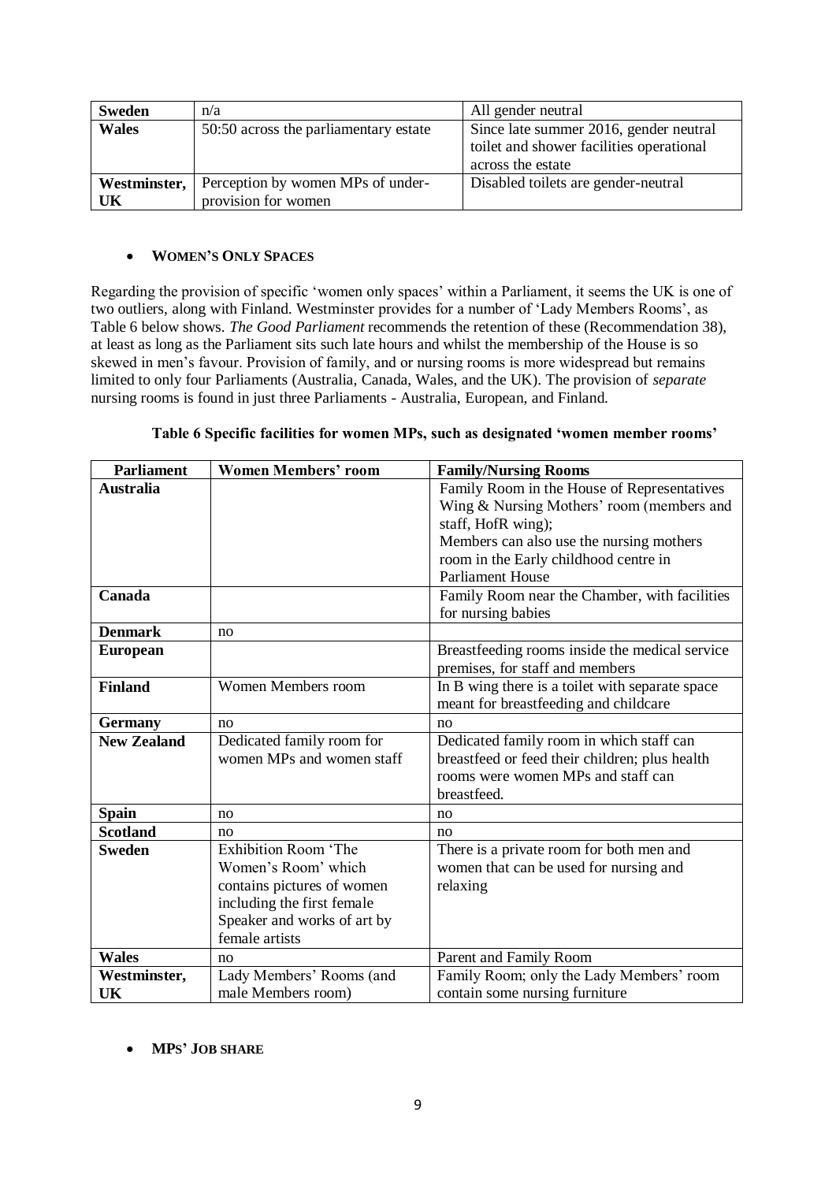| Sweden | n/a | All gender neutral |
|---|---|---|
| Wales | 50:50 across the parliamentary estate | Since late summer 2016, gender neutral toilet and shower facilities operational across the estate |
| Westminster, UK | Perception by women MPs of under-provision for women | Disabled toilets are gender-neutral |

- **WOMEN'S ONLY SPACES**

Regarding the provision of specific 'women only spaces' within a Parliament, it seems the UK is one of two outliers, along with Finland. Westminster provides for a number of 'Lady Members Rooms', as Table 6 below shows. *The Good Parliament* recommends the retention of these (Recommendation 38), at least as long as the Parliament sits such late hours and whilst the membership of the House is so skewed in men's favour. Provision of family, and or nursing rooms is more widespread but remains limited to only four Parliaments (Australia, Canada, Wales, and the UK). The provision of *separate* nursing rooms is found in just three Parliaments - Australia, European, and Finland.

**Table 6 Specific facilities for women MPs, such as designated 'women member rooms'**

| Parliament | Women Members' room | Family/Nursing Rooms |
|---|---|---|
| **Australia** | | Family Room in the House of Representatives Wing & Nursing Mothers' room (members and staff, HofR wing); Members can also use the nursing mothers room in the Early childhood centre in Parliament House |
| **Canada** | | Family Room near the Chamber, with facilities for nursing babies |
| **Denmark** | no | |
| **European** | | Breastfeeding rooms inside the medical service premises, for staff and members |
| **Finland** | Women Members room | In B wing there is a toilet with separate space meant for breastfeeding and childcare |
| **Germany** | no | no |
| **New Zealand** | Dedicated family room for women MPs and women staff | Dedicated family room in which staff can breastfeed or feed their children; plus health rooms were women MPs and staff can breastfeed. |
| **Spain** | no | no |
| **Scotland** | no | no |
| **Sweden** | Exhibition Room 'The Women's Room' which contains pictures of women including the first female Speaker and works of art by female artists | There is a private room for both men and women that can be used for nursing and relaxing |
| **Wales** | no | Parent and Family Room |
| **Westminster, UK** | Lady Members' Rooms (and male Members room) | Family Room; only the Lady Members' room contain some nursing furniture |

- **MPS' JOB SHARE**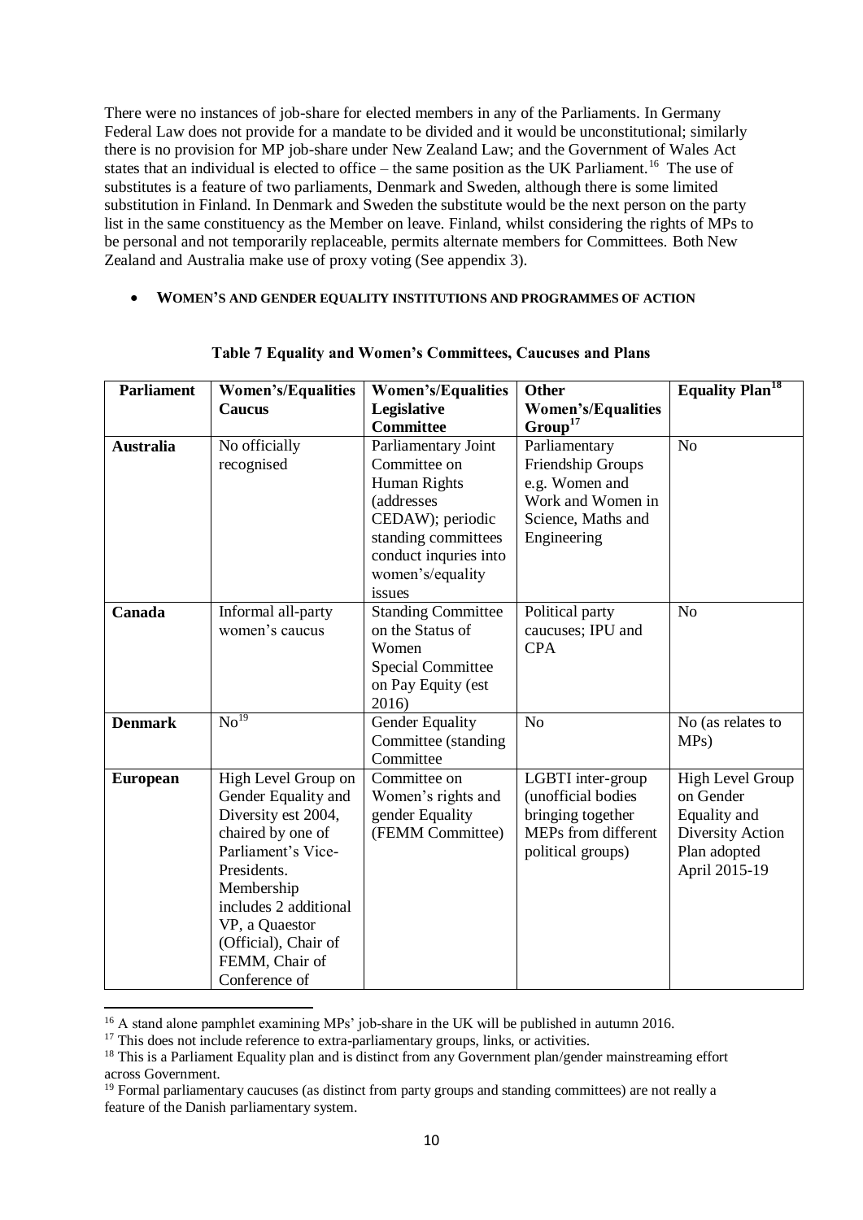There were no instances of job-share for elected members in any of the Parliaments. In Germany Federal Law does not provide for a mandate to be divided and it would be unconstitutional; similarly there is no provision for MP job-share under New Zealand Law; and the Government of Wales Act states that an individual is elected to office – the same position as the UK Parliament.[16] The use of substitutes is a feature of two parliaments, Denmark and Sweden, although there is some limited substitution in Finland. In Denmark and Sweden the substitute would be the next person on the party list in the same constituency as the Member on leave. Finland, whilst considering the rights of MPs to be personal and not temporarily replaceable, permits alternate members for Committees. Both New Zealand and Australia make use of proxy voting (See appendix 3).

- **WOMEN'S AND GENDER EQUALITY INSTITUTIONS AND PROGRAMMES OF ACTION**

**Table 7 Equality and Women's Committees, Caucuses and Plans**

| Parliament | Women's/Equalities Caucus | Women's/Equalities Legislative Committee | Other Women's/Equalities Group[17] | Equality Plan[18] |
|---|---|---|---|---|
| **Australia** | No officially recognised | Parliamentary Joint Committee on Human Rights (addresses CEDAW); periodic standing committees conduct inquries into women's/equality issues | Parliamentary Friendship Groups e.g. Women and Work and Women in Science, Maths and Engineering | No |
| **Canada** | Informal all-party women's caucus | Standing Committee on the Status of Women<br>Special Committee on Pay Equity (est 2016) | Political party caucuses; IPU and CPA | No |
| **Denmark** | No[19] | Gender Equality Committee (standing Committee | No | No (as relates to MPs) |
| **European** | High Level Group on Gender Equality and Diversity est 2004, chaired by one of Parliament's Vice-Presidents. Membership includes 2 additional VP, a Quaestor (Official), Chair of FEMM, Chair of Conference of | Committee on Women's rights and gender Equality (FEMM Committee) | LGBTI inter-group (unofficial bodies bringing together MEPs from different political groups) | High Level Group on Gender Equality and Diversity Action Plan adopted April 2015-19 |

[16] A stand alone pamphlet examining MPs' job-share in the UK will be published in autumn 2016.

[17] This does not include reference to extra-parliamentary groups, links, or activities.

[18] This is a Parliament Equality plan and is distinct from any Government plan/gender mainstreaming effort across Government.

[19] Formal parliamentary caucuses (as distinct from party groups and standing committees) are not really a feature of the Danish parliamentary system.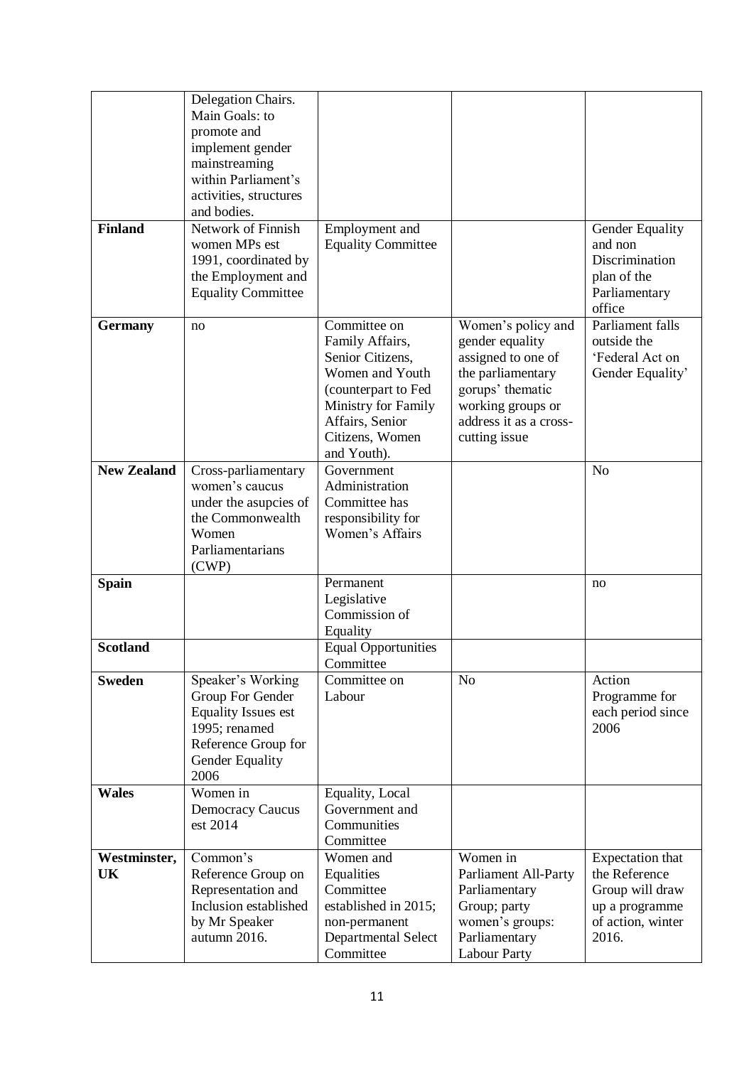| | | | | |
|---|---|---|---|---|
| | Delegation Chairs. Main Goals: to promote and implement gender mainstreaming within Parliament's activities, structures and bodies. | | | |
| **Finland** | Network of Finnish women MPs est 1991, coordinated by the Employment and Equality Committee | Employment and Equality Committee | | Gender Equality and non Discrimination plan of the Parliamentary office |
| **Germany** | no | Committee on Family Affairs, Senior Citizens, Women and Youth (counterpart to Fed Ministry for Family Affairs, Senior Citizens, Women and Youth). | Women's policy and gender equality assigned to one of the parliamentary gorups' thematic working groups or address it as a cross-cutting issue | Parliament falls outside the 'Federal Act on Gender Equality' |
| **New Zealand** | Cross-parliamentary women's caucus under the asupcies of the Commonwealth Women Parliamentarians (CWP) | Government Administration Committee has responsibility for Women's Affairs | | No |
| **Spain** | | Permanent Legislative Commission of Equality | | no |
| **Scotland** | | Equal Opportunities Committee | | |
| **Sweden** | Speaker's Working Group For Gender Equality Issues est 1995; renamed Reference Group for Gender Equality 2006 | Committee on Labour | No | Action Programme for each period since 2006 |
| **Wales** | Women in Democracy Caucus est 2014 | Equality, Local Government and Communities Committee | | |
| **Westminster, UK** | Common's Reference Group on Representation and Inclusion established by Mr Speaker autumn 2016. | Women and Equalities Committee established in 2015; non-permanent Departmental Select Committee | Women in Parliament All-Party Parliamentary Group; party women's groups: Parliamentary Labour Party | Expectation that the Reference Group will draw up a programme of action, winter 2016. |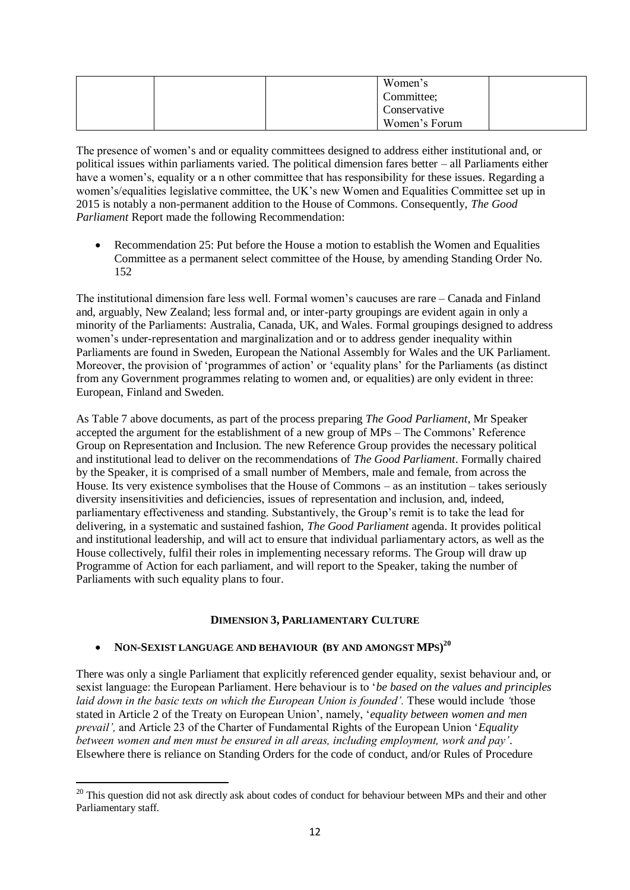| | | | Women's Committee; Conservative Women's Forum | |
|---|---|---|---|---|

The presence of women's and or equality committees designed to address either institutional and, or political issues within parliaments varied. The political dimension fares better – all Parliaments either have a women's, equality or a n other committee that has responsibility for these issues. Regarding a women's/equalities legislative committee, the UK's new Women and Equalities Committee set up in 2015 is notably a non-permanent addition to the House of Commons. Consequently, *The Good Parliament* Report made the following Recommendation:

- Recommendation 25: Put before the House a motion to establish the Women and Equalities Committee as a permanent select committee of the House, by amending Standing Order No. 152

The institutional dimension fare less well. Formal women's caucuses are rare – Canada and Finland and, arguably, New Zealand; less formal and, or inter-party groupings are evident again in only a minority of the Parliaments: Australia, Canada, UK, and Wales. Formal groupings designed to address women's under-representation and marginalization and or to address gender inequality within Parliaments are found in Sweden, European the National Assembly for Wales and the UK Parliament. Moreover, the provision of 'programmes of action' or 'equality plans' for the Parliaments (as distinct from any Government programmes relating to women and, or equalities) are only evident in three: European, Finland and Sweden.

As Table 7 above documents, as part of the process preparing *The Good Parliament*, Mr Speaker accepted the argument for the establishment of a new group of MPs – The Commons' Reference Group on Representation and Inclusion. The new Reference Group provides the necessary political and institutional lead to deliver on the recommendations of *The Good Parliament*. Formally chaired by the Speaker, it is comprised of a small number of Members, male and female, from across the House. Its very existence symbolises that the House of Commons – as an institution – takes seriously diversity insensitivities and deficiencies, issues of representation and inclusion, and, indeed, parliamentary effectiveness and standing. Substantively, the Group's remit is to take the lead for delivering, in a systematic and sustained fashion, *The Good Parliament* agenda. It provides political and institutional leadership, and will act to ensure that individual parliamentary actors, as well as the House collectively, fulfil their roles in implementing necessary reforms. The Group will draw up Programme of Action for each parliament, and will report to the Speaker, taking the number of Parliaments with such equality plans to four.

**DIMENSION 3, PARLIAMENTARY CULTURE**

- **NON-SEXIST LANGUAGE AND BEHAVIOUR (BY AND AMONGST MPS)[20]**

There was only a single Parliament that explicitly referenced gender equality, sexist behaviour and, or sexist language: the European Parliament. Here behaviour is to '*be based on the values and principles laid down in the basic texts on which the European Union is founded'.* These would include *'*those stated in Article 2 of the Treaty on European Union', namely, '*equality between women and men prevail',* and Article 23 of the Charter of Fundamental Rights of the European Union '*Equality between women and men must be ensured in all areas, including employment, work and pay'*. Elsewhere there is reliance on Standing Orders for the code of conduct, and/or Rules of Procedure

[20] This question did not ask directly ask about codes of conduct for behaviour between MPs and their and other Parliamentary staff.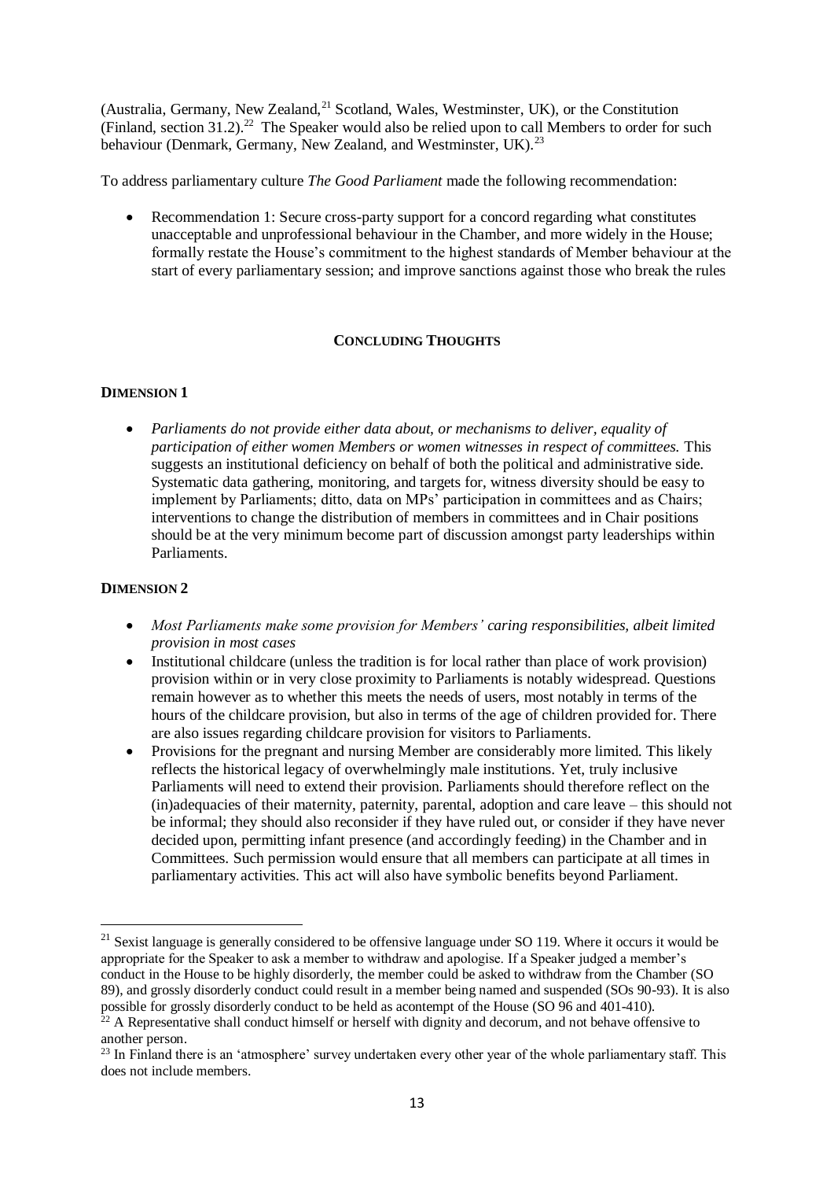(Australia, Germany, New Zealand,[21] Scotland, Wales, Westminster, UK), or the Constitution (Finland, section 31.2).[22] The Speaker would also be relied upon to call Members to order for such behaviour (Denmark, Germany, New Zealand, and Westminster, UK).[23]

To address parliamentary culture *The Good Parliament* made the following recommendation:

- Recommendation 1: Secure cross-party support for a concord regarding what constitutes unacceptable and unprofessional behaviour in the Chamber, and more widely in the House; formally restate the House's commitment to the highest standards of Member behaviour at the start of every parliamentary session; and improve sanctions against those who break the rules

## CONCLUDING THOUGHTS

### DIMENSION 1

- *Parliaments do not provide either data about, or mechanisms to deliver, equality of participation of either women Members or women witnesses in respect of committees.* This suggests an institutional deficiency on behalf of both the political and administrative side. Systematic data gathering, monitoring, and targets for, witness diversity should be easy to implement by Parliaments; ditto, data on MPs' participation in committees and as Chairs; interventions to change the distribution of members in committees and in Chair positions should be at the very minimum become part of discussion amongst party leaderships within Parliaments.

### DIMENSION 2

- *Most Parliaments make some provision for Members' caring responsibilities, albeit limited provision in most cases*
- Institutional childcare (unless the tradition is for local rather than place of work provision) provision within or in very close proximity to Parliaments is notably widespread. Questions remain however as to whether this meets the needs of users, most notably in terms of the hours of the childcare provision, but also in terms of the age of children provided for. There are also issues regarding childcare provision for visitors to Parliaments.
- Provisions for the pregnant and nursing Member are considerably more limited. This likely reflects the historical legacy of overwhelmingly male institutions. Yet, truly inclusive Parliaments will need to extend their provision. Parliaments should therefore reflect on the (in)adequacies of their maternity, paternity, parental, adoption and care leave – this should not be informal; they should also reconsider if they have ruled out, or consider if they have never decided upon, permitting infant presence (and accordingly feeding) in the Chamber and in Committees. Such permission would ensure that all members can participate at all times in parliamentary activities. This act will also have symbolic benefits beyond Parliament.

---

[21] Sexist language is generally considered to be offensive language under SO 119. Where it occurs it would be appropriate for the Speaker to ask a member to withdraw and apologise. If a Speaker judged a member's conduct in the House to be highly disorderly, the member could be asked to withdraw from the Chamber (SO 89), and grossly disorderly conduct could result in a member being named and suspended (SOs 90-93). It is also possible for grossly disorderly conduct to be held as acontempt of the House (SO 96 and 401-410).

[22] A Representative shall conduct himself or herself with dignity and decorum, and not behave offensive to another person.

[23] In Finland there is an 'atmosphere' survey undertaken every other year of the whole parliamentary staff. This does not include members.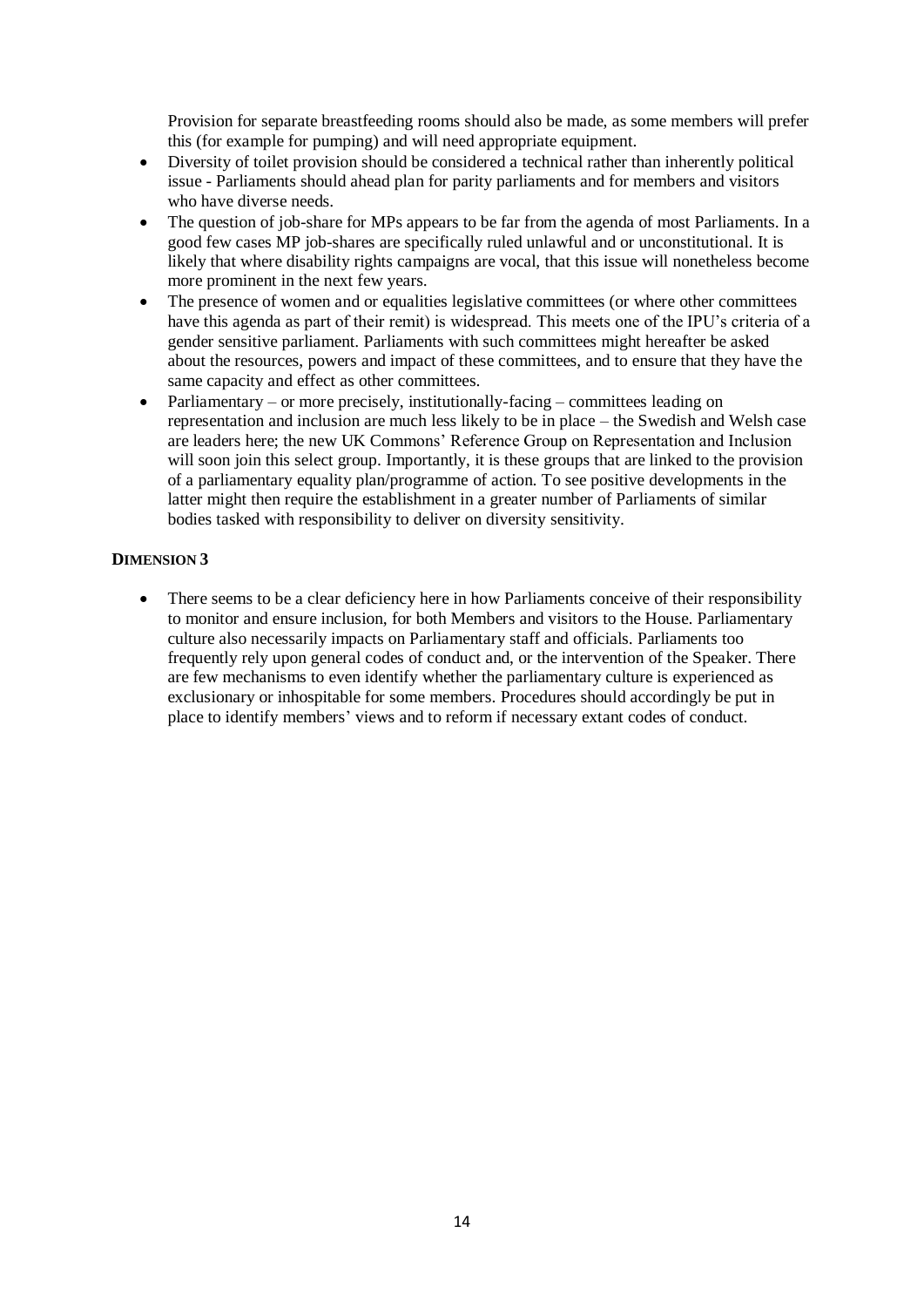Provision for separate breastfeeding rooms should also be made, as some members will prefer this (for example for pumping) and will need appropriate equipment.

- Diversity of toilet provision should be considered a technical rather than inherently political issue - Parliaments should ahead plan for parity parliaments and for members and visitors who have diverse needs.
- The question of job-share for MPs appears to be far from the agenda of most Parliaments. In a good few cases MP job-shares are specifically ruled unlawful and or unconstitutional. It is likely that where disability rights campaigns are vocal, that this issue will nonetheless become more prominent in the next few years.
- The presence of women and or equalities legislative committees (or where other committees have this agenda as part of their remit) is widespread. This meets one of the IPU's criteria of a gender sensitive parliament. Parliaments with such committees might hereafter be asked about the resources, powers and impact of these committees, and to ensure that they have the same capacity and effect as other committees.
- Parliamentary – or more precisely, institutionally-facing – committees leading on representation and inclusion are much less likely to be in place – the Swedish and Welsh case are leaders here; the new UK Commons' Reference Group on Representation and Inclusion will soon join this select group. Importantly, it is these groups that are linked to the provision of a parliamentary equality plan/programme of action. To see positive developments in the latter might then require the establishment in a greater number of Parliaments of similar bodies tasked with responsibility to deliver on diversity sensitivity.

**DIMENSION 3**

- There seems to be a clear deficiency here in how Parliaments conceive of their responsibility to monitor and ensure inclusion, for both Members and visitors to the House. Parliamentary culture also necessarily impacts on Parliamentary staff and officials. Parliaments too frequently rely upon general codes of conduct and, or the intervention of the Speaker. There are few mechanisms to even identify whether the parliamentary culture is experienced as exclusionary or inhospitable for some members. Procedures should accordingly be put in place to identify members' views and to reform if necessary extant codes of conduct.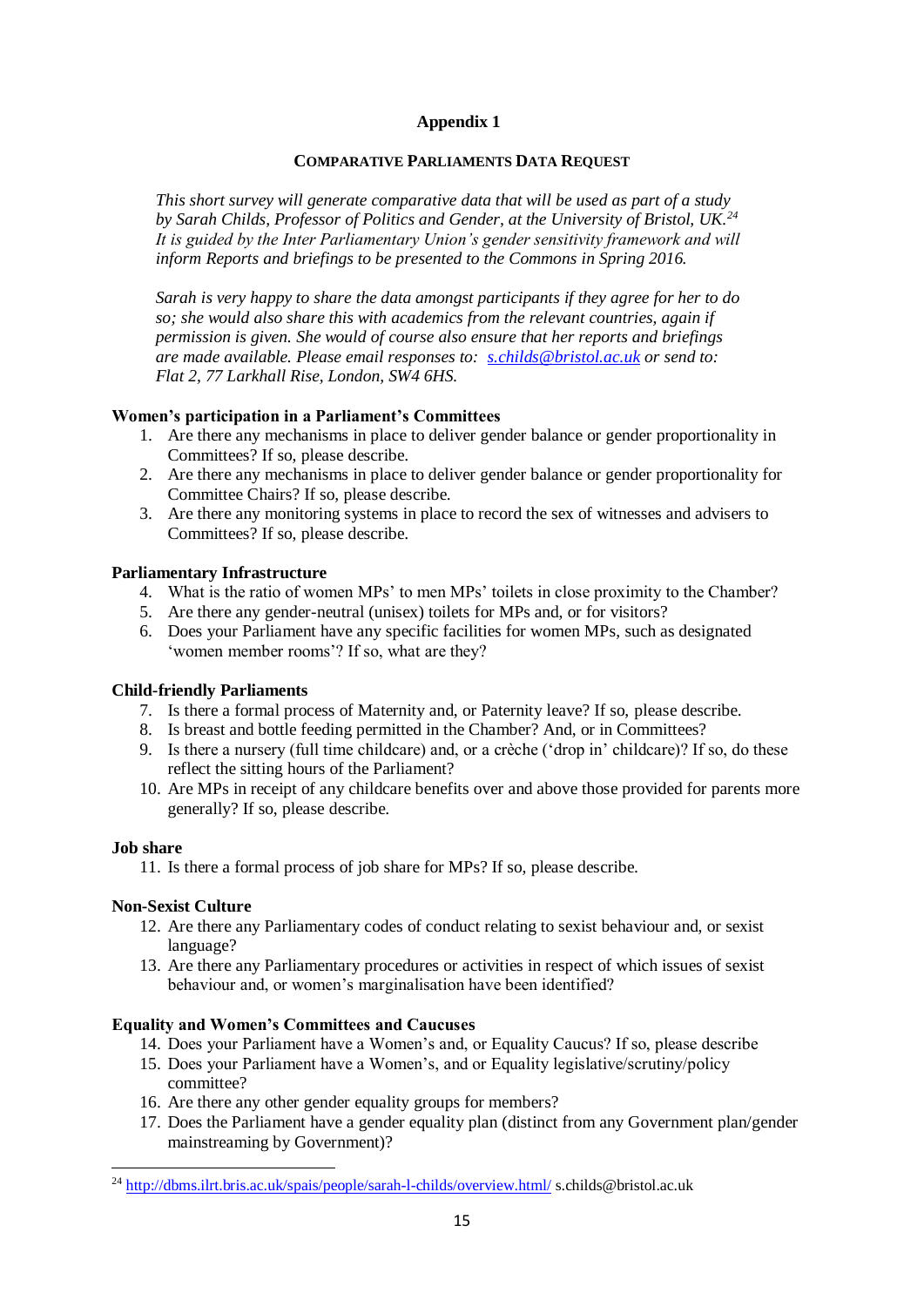## Appendix 1

### COMPARATIVE PARLIAMENTS DATA REQUEST

*This short survey will generate comparative data that will be used as part of a study by Sarah Childs, Professor of Politics and Gender, at the University of Bristol, UK.*[24] *It is guided by the Inter Parliamentary Union's gender sensitivity framework and will inform Reports and briefings to be presented to the Commons in Spring 2016.*

*Sarah is very happy to share the data amongst participants if they agree for her to do so; she would also share this with academics from the relevant countries, again if permission is given. She would of course also ensure that her reports and briefings are made available. Please email responses to: s.childs@bristol.ac.uk or send to: Flat 2, 77 Larkhall Rise, London, SW4 6HS.*

**Women's participation in a Parliament's Committees**

1. Are there any mechanisms in place to deliver gender balance or gender proportionality in Committees? If so, please describe.
2. Are there any mechanisms in place to deliver gender balance or gender proportionality for Committee Chairs? If so, please describe.
3. Are there any monitoring systems in place to record the sex of witnesses and advisers to Committees? If so, please describe.

**Parliamentary Infrastructure**

4. What is the ratio of women MPs' to men MPs' toilets in close proximity to the Chamber?
5. Are there any gender-neutral (unisex) toilets for MPs and, or for visitors?
6. Does your Parliament have any specific facilities for women MPs, such as designated 'women member rooms'? If so, what are they?

**Child-friendly Parliaments**

7. Is there a formal process of Maternity and, or Paternity leave? If so, please describe.
8. Is breast and bottle feeding permitted in the Chamber? And, or in Committees?
9. Is there a nursery (full time childcare) and, or a crèche ('drop in' childcare)? If so, do these reflect the sitting hours of the Parliament?
10. Are MPs in receipt of any childcare benefits over and above those provided for parents more generally? If so, please describe.

**Job share**

11. Is there a formal process of job share for MPs? If so, please describe.

**Non-Sexist Culture**

12. Are there any Parliamentary codes of conduct relating to sexist behaviour and, or sexist language?
13. Are there any Parliamentary procedures or activities in respect of which issues of sexist behaviour and, or women's marginalisation have been identified?

**Equality and Women's Committees and Caucuses**

14. Does your Parliament have a Women's and, or Equality Caucus? If so, please describe
15. Does your Parliament have a Women's, and or Equality legislative/scrutiny/policy committee?
16. Are there any other gender equality groups for members?
17. Does the Parliament have a gender equality plan (distinct from any Government plan/gender mainstreaming by Government)?

---

[24] http://dbms.ilrt.bris.ac.uk/spais/people/sarah-l-childs/overview.html/ s.childs@bristol.ac.uk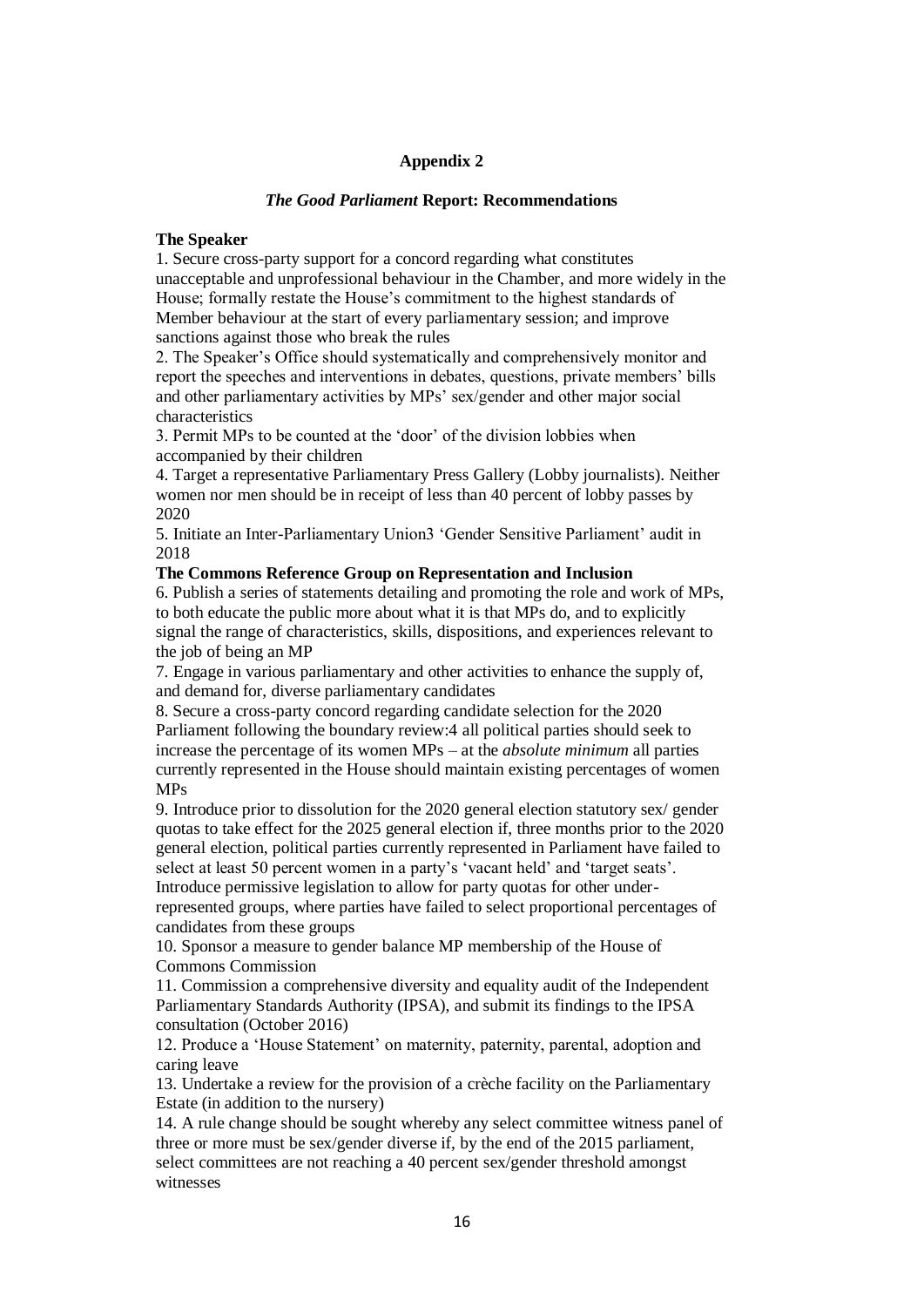## Appendix 2

### *The Good Parliament* Report: Recommendations

**The Speaker**

1. Secure cross-party support for a concord regarding what constitutes unacceptable and unprofessional behaviour in the Chamber, and more widely in the House; formally restate the House's commitment to the highest standards of Member behaviour at the start of every parliamentary session; and improve sanctions against those who break the rules
2. The Speaker's Office should systematically and comprehensively monitor and report the speeches and interventions in debates, questions, private members' bills and other parliamentary activities by MPs' sex/gender and other major social characteristics
3. Permit MPs to be counted at the 'door' of the division lobbies when accompanied by their children
4. Target a representative Parliamentary Press Gallery (Lobby journalists). Neither women nor men should be in receipt of less than 40 percent of lobby passes by 2020
5. Initiate an Inter-Parliamentary Union[3] 'Gender Sensitive Parliament' audit in 2018

**The Commons Reference Group on Representation and Inclusion**

6. Publish a series of statements detailing and promoting the role and work of MPs, to both educate the public more about what it is that MPs do, and to explicitly signal the range of characteristics, skills, dispositions, and experiences relevant to the job of being an MP
7. Engage in various parliamentary and other activities to enhance the supply of, and demand for, diverse parliamentary candidates
8. Secure a cross-party concord regarding candidate selection for the 2020 Parliament following the boundary review:[4] all political parties should seek to increase the percentage of its women MPs – at the *absolute minimum* all parties currently represented in the House should maintain existing percentages of women MPs
9. Introduce prior to dissolution for the 2020 general election statutory sex/ gender quotas to take effect for the 2025 general election if, three months prior to the 2020 general election, political parties currently represented in Parliament have failed to select at least 50 percent women in a party's 'vacant held' and 'target seats'. Introduce permissive legislation to allow for party quotas for other under-represented groups, where parties have failed to select proportional percentages of candidates from these groups
10. Sponsor a measure to gender balance MP membership of the House of Commons Commission
11. Commission a comprehensive diversity and equality audit of the Independent Parliamentary Standards Authority (IPSA), and submit its findings to the IPSA consultation (October 2016)
12. Produce a 'House Statement' on maternity, paternity, parental, adoption and caring leave
13. Undertake a review for the provision of a crèche facility on the Parliamentary Estate (in addition to the nursery)
14. A rule change should be sought whereby any select committee witness panel of three or more must be sex/gender diverse if, by the end of the 2015 parliament, select committees are not reaching a 40 percent sex/gender threshold amongst witnesses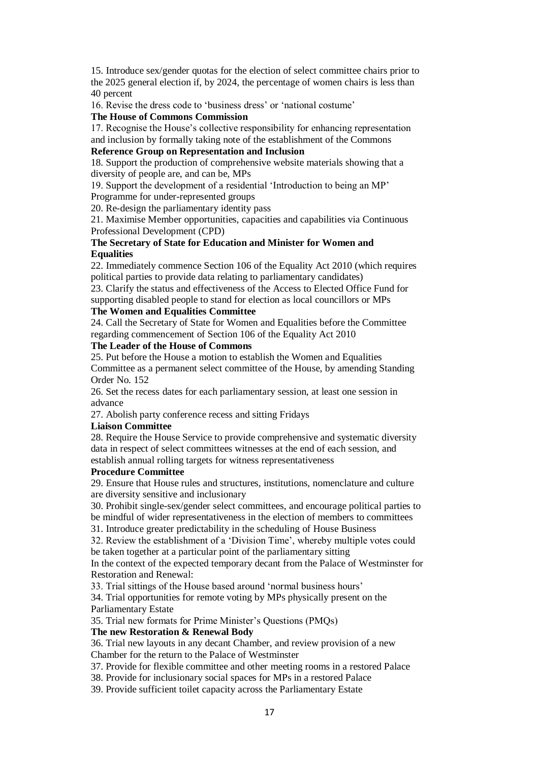15. Introduce sex/gender quotas for the election of select committee chairs prior to the 2025 general election if, by 2024, the percentage of women chairs is less than 40 percent

16. Revise the dress code to 'business dress' or 'national costume'

**The House of Commons Commission**

17. Recognise the House's collective responsibility for enhancing representation and inclusion by formally taking note of the establishment of the Commons **Reference Group on Representation and Inclusion**

18. Support the production of comprehensive website materials showing that a diversity of people are, and can be, MPs

19. Support the development of a residential 'Introduction to being an MP' Programme for under-represented groups

20. Re-design the parliamentary identity pass

21. Maximise Member opportunities, capacities and capabilities via Continuous Professional Development (CPD)

**The Secretary of State for Education and Minister for Women and Equalities**

22. Immediately commence Section 106 of the Equality Act 2010 (which requires political parties to provide data relating to parliamentary candidates)

23. Clarify the status and effectiveness of the Access to Elected Office Fund for supporting disabled people to stand for election as local councillors or MPs

**The Women and Equalities Committee**

24. Call the Secretary of State for Women and Equalities before the Committee regarding commencement of Section 106 of the Equality Act 2010

**The Leader of the House of Commons**

25. Put before the House a motion to establish the Women and Equalities Committee as a permanent select committee of the House, by amending Standing Order No. 152

26. Set the recess dates for each parliamentary session, at least one session in advance

27. Abolish party conference recess and sitting Fridays

**Liaison Committee**

28. Require the House Service to provide comprehensive and systematic diversity data in respect of select committees witnesses at the end of each session, and establish annual rolling targets for witness representativeness

**Procedure Committee**

29. Ensure that House rules and structures, institutions, nomenclature and culture are diversity sensitive and inclusionary

30. Prohibit single-sex/gender select committees, and encourage political parties to be mindful of wider representativeness in the election of members to committees

31. Introduce greater predictability in the scheduling of House Business

32. Review the establishment of a 'Division Time', whereby multiple votes could be taken together at a particular point of the parliamentary sitting

In the context of the expected temporary decant from the Palace of Westminster for Restoration and Renewal:

33. Trial sittings of the House based around 'normal business hours'

34. Trial opportunities for remote voting by MPs physically present on the Parliamentary Estate

35. Trial new formats for Prime Minister's Questions (PMQs)

**The new Restoration & Renewal Body**

36. Trial new layouts in any decant Chamber, and review provision of a new Chamber for the return to the Palace of Westminster

37. Provide for flexible committee and other meeting rooms in a restored Palace

38. Provide for inclusionary social spaces for MPs in a restored Palace

39. Provide sufficient toilet capacity across the Parliamentary Estate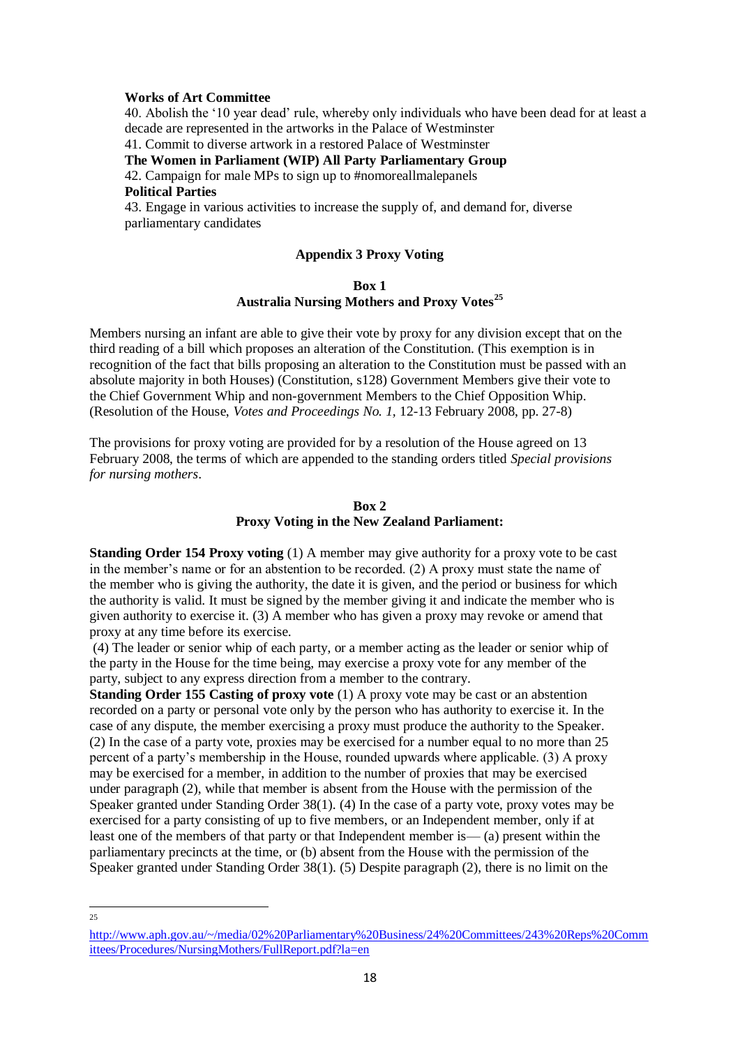**Works of Art Committee**

40. Abolish the '10 year dead' rule, whereby only individuals who have been dead for at least a decade are represented in the artworks in the Palace of Westminster

41. Commit to diverse artwork in a restored Palace of Westminster

**The Women in Parliament (WIP) All Party Parliamentary Group**

42. Campaign for male MPs to sign up to #nomoreallmalepanels

**Political Parties**

43. Engage in various activities to increase the supply of, and demand for, diverse parliamentary candidates

## Appendix 3 Proxy Voting

### Box 1
### Australia Nursing Mothers and Proxy Votes[25]

Members nursing an infant are able to give their vote by proxy for any division except that on the third reading of a bill which proposes an alteration of the Constitution. (This exemption is in recognition of the fact that bills proposing an alteration to the Constitution must be passed with an absolute majority in both Houses) (Constitution, s128) Government Members give their vote to the Chief Government Whip and non-government Members to the Chief Opposition Whip. (Resolution of the House, *Votes and Proceedings No. 1,* 12-13 February 2008, pp. 27-8)

The provisions for proxy voting are provided for by a resolution of the House agreed on 13 February 2008, the terms of which are appended to the standing orders titled *Special provisions for nursing mothers*.

### Box 2
### Proxy Voting in the New Zealand Parliament:

**Standing Order 154 Proxy voting** (1) A member may give authority for a proxy vote to be cast in the member's name or for an abstention to be recorded. (2) A proxy must state the name of the member who is giving the authority, the date it is given, and the period or business for which the authority is valid. It must be signed by the member giving it and indicate the member who is given authority to exercise it. (3) A member who has given a proxy may revoke or amend that proxy at any time before its exercise.

(4) The leader or senior whip of each party, or a member acting as the leader or senior whip of the party in the House for the time being, may exercise a proxy vote for any member of the party, subject to any express direction from a member to the contrary.

**Standing Order 155 Casting of proxy vote** (1) A proxy vote may be cast or an abstention recorded on a party or personal vote only by the person who has authority to exercise it. In the case of any dispute, the member exercising a proxy must produce the authority to the Speaker. (2) In the case of a party vote, proxies may be exercised for a number equal to no more than 25 percent of a party's membership in the House, rounded upwards where applicable. (3) A proxy may be exercised for a member, in addition to the number of proxies that may be exercised under paragraph (2), while that member is absent from the House with the permission of the Speaker granted under Standing Order 38(1). (4) In the case of a party vote, proxy votes may be exercised for a party consisting of up to five members, or an Independent member, only if at least one of the members of that party or that Independent member is— (a) present within the parliamentary precincts at the time, or (b) absent from the House with the permission of the Speaker granted under Standing Order 38(1). (5) Despite paragraph (2), there is no limit on the

---

[25] http://www.aph.gov.au/~/media/02%20Parliamentary%20Business/24%20Committees/243%20Reps%20Committees/Procedures/NursingMothers/FullReport.pdf?la=en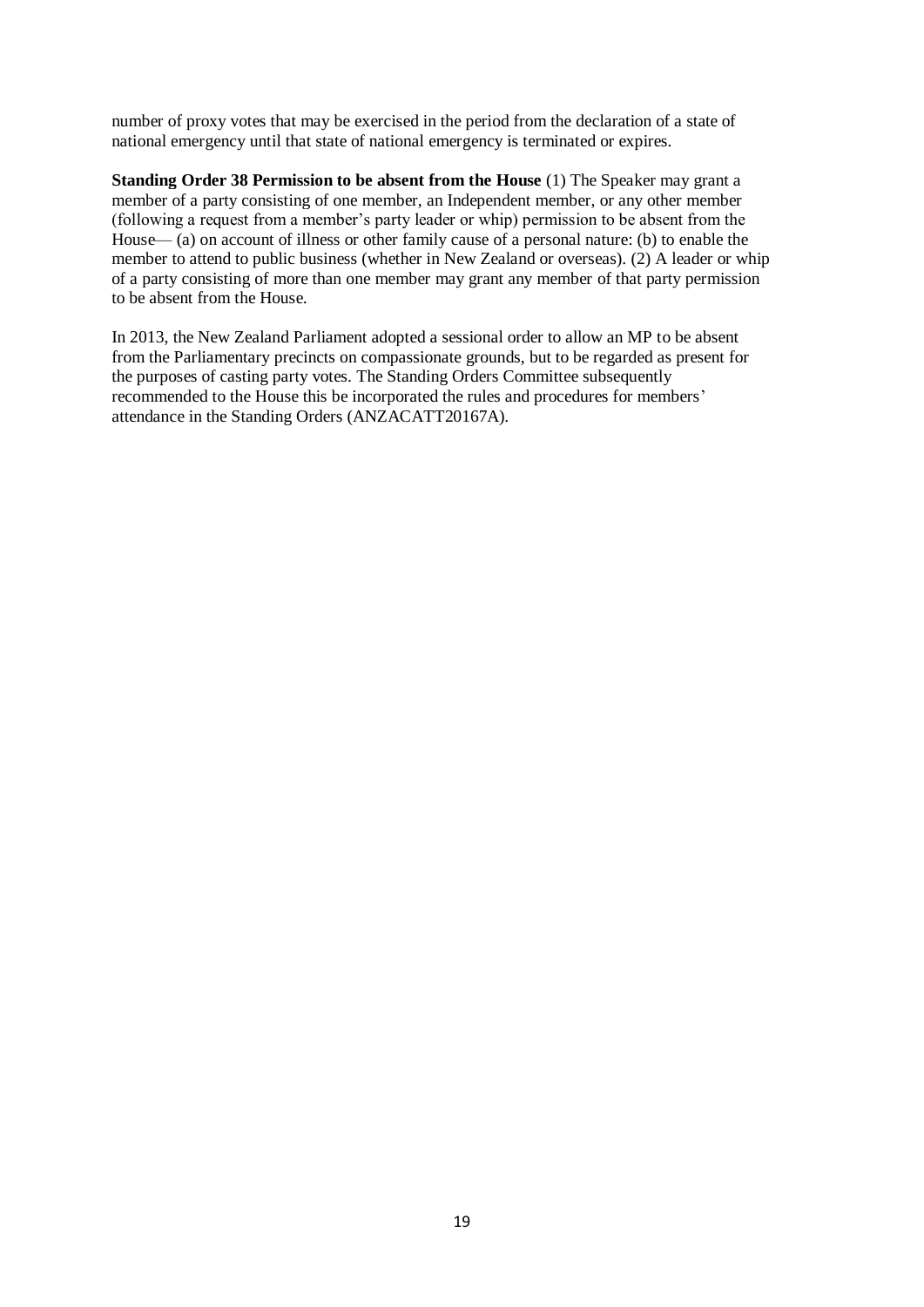number of proxy votes that may be exercised in the period from the declaration of a state of national emergency until that state of national emergency is terminated or expires.

**Standing Order 38 Permission to be absent from the House** (1) The Speaker may grant a member of a party consisting of one member, an Independent member, or any other member (following a request from a member's party leader or whip) permission to be absent from the House— (a) on account of illness or other family cause of a personal nature: (b) to enable the member to attend to public business (whether in New Zealand or overseas). (2) A leader or whip of a party consisting of more than one member may grant any member of that party permission to be absent from the House.

In 2013, the New Zealand Parliament adopted a sessional order to allow an MP to be absent from the Parliamentary precincts on compassionate grounds, but to be regarded as present for the purposes of casting party votes. The Standing Orders Committee subsequently recommended to the House this be incorporated the rules and procedures for members' attendance in the Standing Orders (ANZACATT20167A).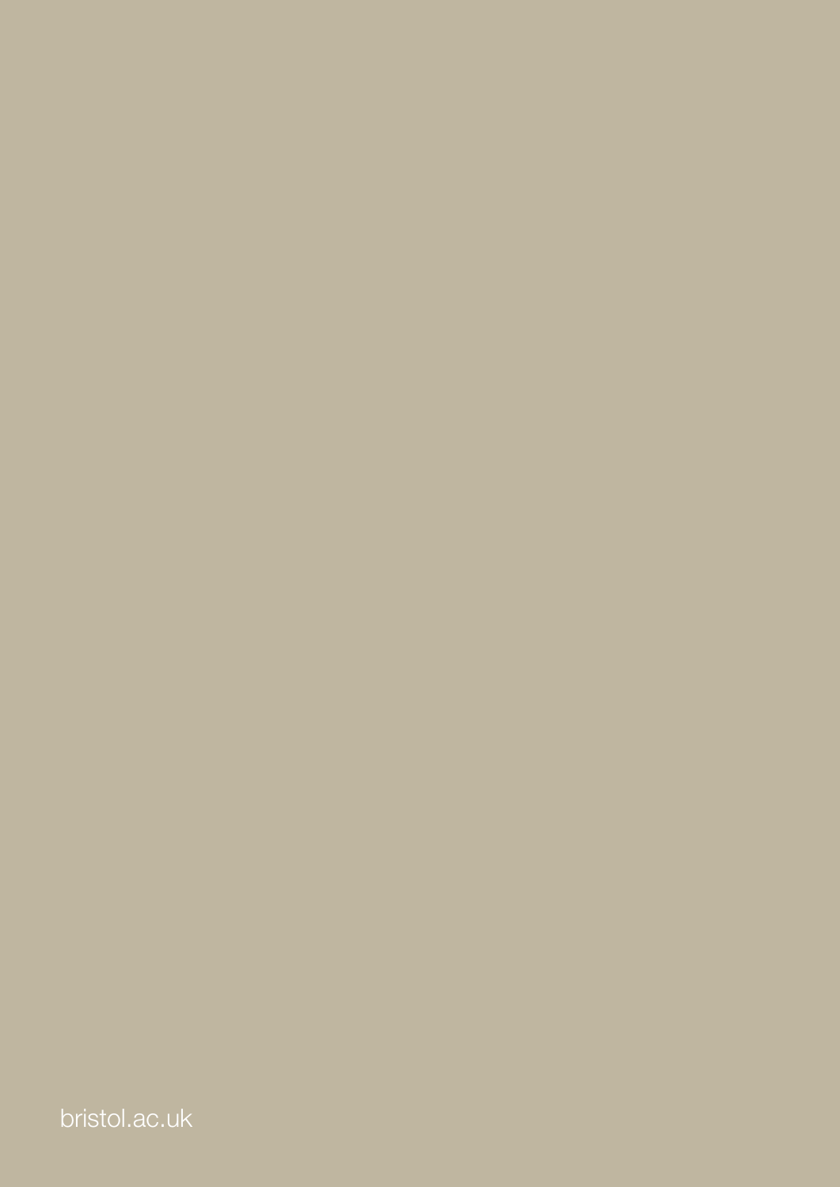bristol.ac.uk